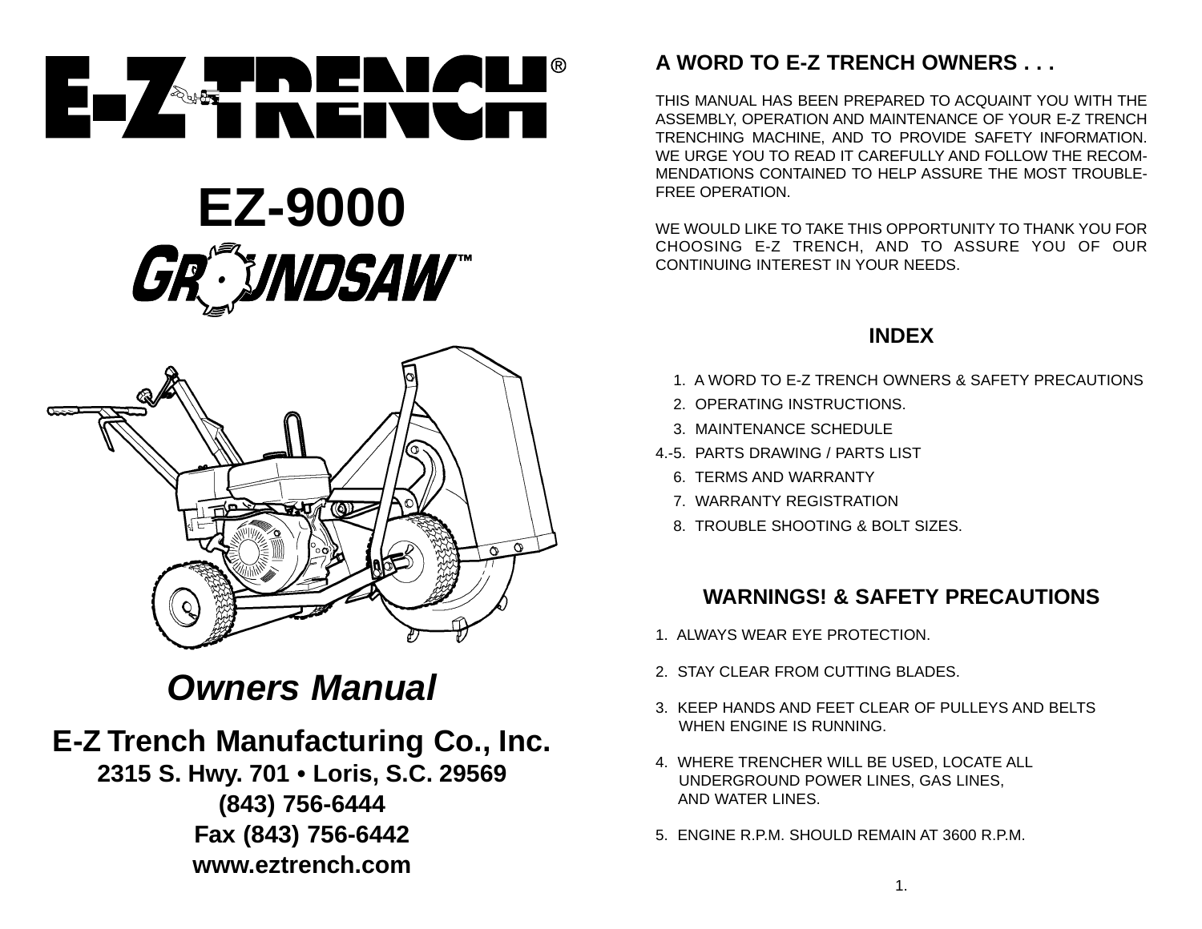# E-Z TRENCH®

# EZ-9000

## GROUNDSAW™

## *Owners Manual*

**E-Z Trench Manufacturing Co., Inc.**
**2315 S. Hwy. 701 • Loris, S.C. 29569**
**(843) 756-6444**
**Fax (843) 756-6442**
**www.eztrench.com**

## A WORD TO E-Z TRENCH OWNERS . . .

THIS MANUAL HAS BEEN PREPARED TO ACQUAINT YOU WITH THE ASSEMBLY, OPERATION AND MAINTENANCE OF YOUR E-Z TRENCH TRENCHING MACHINE, AND TO PROVIDE SAFETY INFORMATION. WE URGE YOU TO READ IT CAREFULLY AND FOLLOW THE RECOMMENDATIONS CONTAINED TO HELP ASSURE THE MOST TROUBLE-FREE OPERATION.

WE WOULD LIKE TO TAKE THIS OPPORTUNITY TO THANK YOU FOR CHOOSING E-Z TRENCH, AND TO ASSURE YOU OF OUR CONTINUING INTEREST IN YOUR NEEDS.

## INDEX

1. A WORD TO E-Z TRENCH OWNERS & SAFETY PRECAUTIONS
2. OPERATING INSTRUCTIONS.
3. MAINTENANCE SCHEDULE

4.-5. PARTS DRAWING / PARTS LIST

6. TERMS AND WARRANTY
7. WARRANTY REGISTRATION
8. TROUBLE SHOOTING & BOLT SIZES.

## WARNINGS! & SAFETY PRECAUTIONS

1. ALWAYS WEAR EYE PROTECTION.
2. STAY CLEAR FROM CUTTING BLADES.
3. KEEP HANDS AND FEET CLEAR OF PULLEYS AND BELTS WHEN ENGINE IS RUNNING.
4. WHERE TRENCHER WILL BE USED, LOCATE ALL UNDERGROUND POWER LINES, GAS LINES, AND WATER LINES.
5. ENGINE R.P.M. SHOULD REMAIN AT 3600 R.P.M.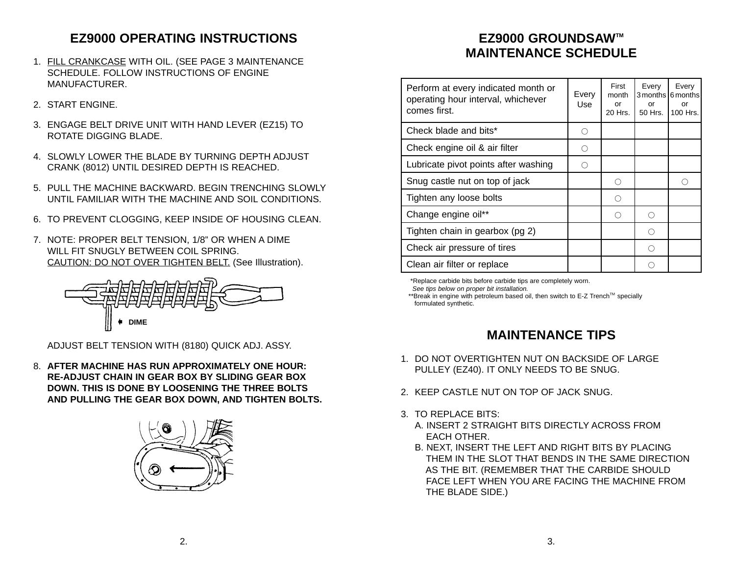# EZ9000 OPERATING INSTRUCTIONS

1. FILL CRANKCASE WITH OIL. (SEE PAGE 3 MAINTENANCE SCHEDULE. FOLLOW INSTRUCTIONS OF ENGINE MANUFACTURER.
2. START ENGINE.
3. ENGAGE BELT DRIVE UNIT WITH HAND LEVER (EZ15) TO ROTATE DIGGING BLADE.
4. SLOWLY LOWER THE BLADE BY TURNING DEPTH ADJUST CRANK (8012) UNTIL DESIRED DEPTH IS REACHED.
5. PULL THE MACHINE BACKWARD. BEGIN TRENCHING SLOWLY UNTIL FAMILIAR WITH THE MACHINE AND SOIL CONDITIONS.
6. TO PREVENT CLOGGING, KEEP INSIDE OF HOUSING CLEAN.
7. NOTE: PROPER BELT TENSION, 1/8" OR WHEN A DIME WILL FIT SNUGLY BETWEEN COIL SPRING. CAUTION: DO NOT OVER TIGHTEN BELT. (See Illustration).

   DIME

   ADJUST BELT TENSION WITH (8180) QUICK ADJ. ASSY.

8. **AFTER MACHINE HAS RUN APPROXIMATELY ONE HOUR: RE-ADJUST CHAIN IN GEAR BOX BY SLIDING GEAR BOX DOWN. THIS IS DONE BY LOOSENING THE THREE BOLTS AND PULLING THE GEAR BOX DOWN, AND TIGHTEN BOLTS.**

# EZ9000 GROUNDSAW™ MAINTENANCE SCHEDULE

| Perform at every indicated month or operating hour interval, whichever comes first. | Every Use | First month or 20 Hrs. | Every 3 months or 50 Hrs. | Every 6 months or 100 Hrs. |
|---|---|---|---|---|
| Check blade and bits* | ○ | | | |
| Check engine oil & air filter | ○ | | | |
| Lubricate pivot points after washing | ○ | | | |
| Snug castle nut on top of jack | | ○ | | ○ |
| Tighten any loose bolts | | ○ | | |
| Change engine oil** | | ○ | ○ | |
| Tighten chain in gearbox (pg 2) | | | ○ | |
| Check air pressure of tires | | | ○ | |
| Clean air filter or replace | | | ○ | |

*Replace carbide bits before carbide tips are completely worn.
*See tips below on proper bit installation.*
**Break in engine with petroleum based oil, then switch to E-Z Trench™ specially formulated synthetic.

## MAINTENANCE TIPS

1. DO NOT OVERTIGHTEN NUT ON BACKSIDE OF LARGE PULLEY (EZ40). IT ONLY NEEDS TO BE SNUG.
2. KEEP CASTLE NUT ON TOP OF JACK SNUG.
3. TO REPLACE BITS:
   A. INSERT 2 STRAIGHT BITS DIRECTLY ACROSS FROM EACH OTHER.
   B. NEXT, INSERT THE LEFT AND RIGHT BITS BY PLACING THEM IN THE SLOT THAT BENDS IN THE SAME DIRECTION AS THE BIT. (REMEMBER THAT THE CARBIDE SHOULD FACE LEFT WHEN YOU ARE FACING THE MACHINE FROM THE BLADE SIDE.)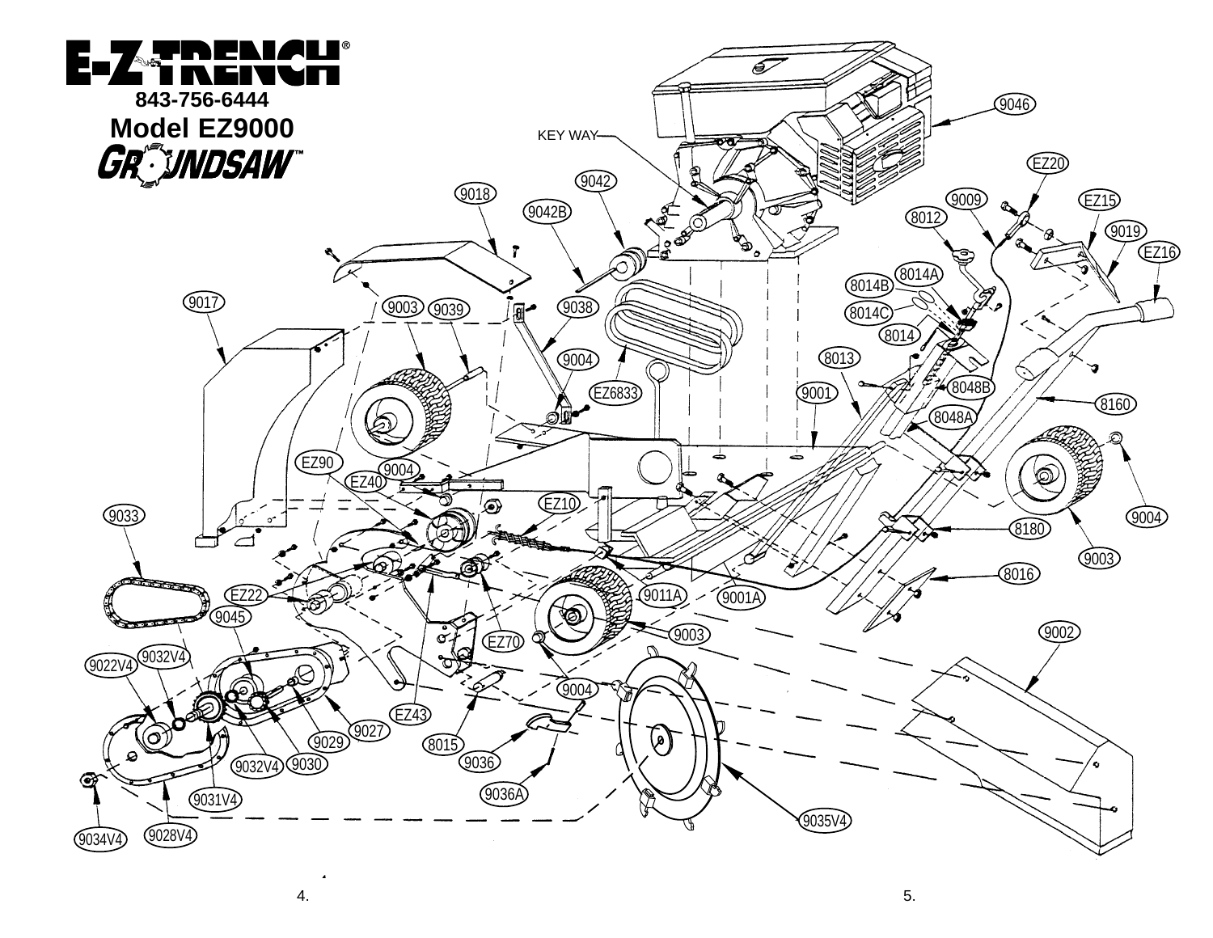# E-Z TRENCH®

843-756-6444

**Model EZ9000**

**GROUNDSAW™**

KEY WAY

9046, EZ20, 9042, 9018, 9009, EZ15, 9042B, 8012, 9019, EZ16, 8014A, 8014B, 9017, 9003, 9039, 9038, 8014C, 8014, 9004, 8013, EZ6833, 8048B, 9001, 8160, 8048A, EZ90, 9004, EZ40, EZ10, 9033, 9004, 8180, 9003, 8016, EZ22, 9011A, 9001A, 9045, 9003, 9002, EZ70, 9032V4, 9022V4, 9004, EZ43, 9027, 9029, 8015, 9036, 9032V4, 9030, 9036A, 9031V4, 9035V4, 9028V4, 9034V4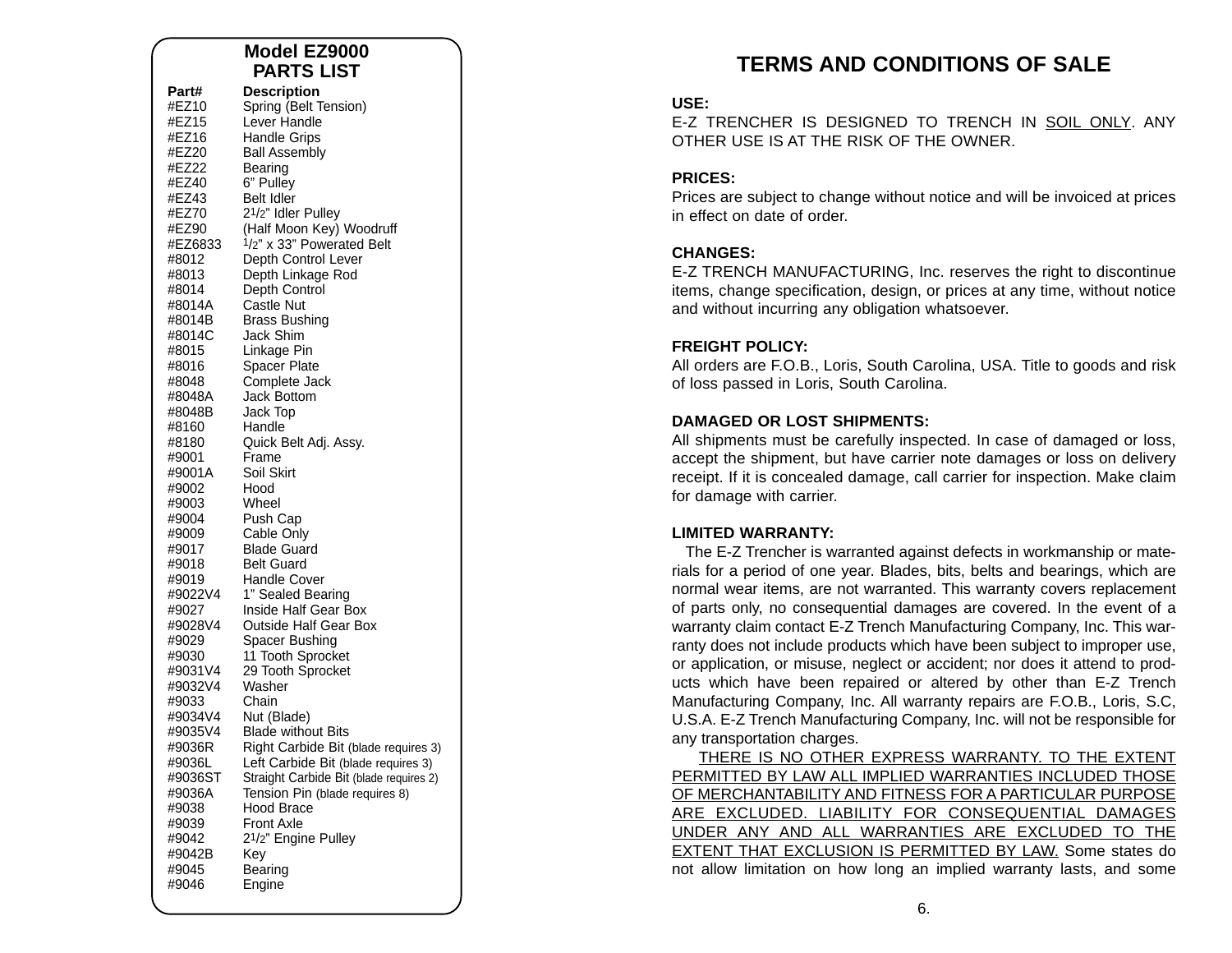## Model EZ9000 PARTS LIST

| Part# | Description |
|---|---|
| #EZ10 | Spring (Belt Tension) |
| #EZ15 | Lever Handle |
| #EZ16 | Handle Grips |
| #EZ20 | Ball Assembly |
| #EZ22 | Bearing |
| #EZ40 | 6" Pulley |
| #EZ43 | Belt Idler |
| #EZ70 | 2 1/2" Idler Pulley |
| #EZ90 | (Half Moon Key) Woodruff |
| #EZ6833 | 1/2" x 33" Powerated Belt |
| #8012 | Depth Control Lever |
| #8013 | Depth Linkage Rod |
| #8014 | Depth Control |
| #8014A | Castle Nut |
| #8014B | Brass Bushing |
| #8014C | Jack Shim |
| #8015 | Linkage Pin |
| #8016 | Spacer Plate |
| #8048 | Complete Jack |
| #8048A | Jack Bottom |
| #8048B | Jack Top |
| #8160 | Handle |
| #8180 | Quick Belt Adj. Assy. |
| #9001 | Frame |
| #9001A | Soil Skirt |
| #9002 | Hood |
| #9003 | Wheel |
| #9004 | Push Cap |
| #9009 | Cable Only |
| #9017 | Blade Guard |
| #9018 | Belt Guard |
| #9019 | Handle Cover |
| #9022V4 | 1" Sealed Bearing |
| #9027 | Inside Half Gear Box |
| #9028V4 | Outside Half Gear Box |
| #9029 | Spacer Bushing |
| #9030 | 11 Tooth Sprocket |
| #9031V4 | 29 Tooth Sprocket |
| #9032V4 | Washer |
| #9033 | Chain |
| #9034V4 | Nut (Blade) |
| #9035V4 | Blade without Bits |
| #9036R | Right Carbide Bit (blade requires 3) |
| #9036L | Left Carbide Bit (blade requires 3) |
| #9036ST | Straight Carbide Bit (blade requires 2) |
| #9036A | Tension Pin (blade requires 8) |
| #9038 | Hood Brace |
| #9039 | Front Axle |
| #9042 | 2 1/2" Engine Pulley |
| #9042B | Key |
| #9045 | Bearing |
| #9046 | Engine |

# TERMS AND CONDITIONS OF SALE

**USE:**
E-Z TRENCHER IS DESIGNED TO TRENCH IN <u>SOIL ONLY</u>. ANY OTHER USE IS AT THE RISK OF THE OWNER.

**PRICES:**
Prices are subject to change without notice and will be invoiced at prices in effect on date of order.

**CHANGES:**
E-Z TRENCH MANUFACTURING, Inc. reserves the right to discontinue items, change specification, design, or prices at any time, without notice and without incurring any obligation whatsoever.

**FREIGHT POLICY:**
All orders are F.O.B., Loris, South Carolina, USA. Title to goods and risk of loss passed in Loris, South Carolina.

**DAMAGED OR LOST SHIPMENTS:**
All shipments must be carefully inspected. In case of damaged or loss, accept the shipment, but have carrier note damages or loss on delivery receipt. If it is concealed damage, call carrier for inspection. Make claim for damage with carrier.

**LIMITED WARRANTY:**
The E-Z Trencher is warranted against defects in workmanship or materials for a period of one year. Blades, bits, belts and bearings, which are normal wear items, are not warranted. This warranty covers replacement of parts only, no consequential damages are covered. In the event of a warranty claim contact E-Z Trench Manufacturing Company, Inc. This warranty does not include products which have been subject to improper use, or application, or misuse, neglect or accident; nor does it attend to products which have been repaired or altered by other than E-Z Trench Manufacturing Company, Inc. All warranty repairs are F.O.B., Loris, S.C, U.S.A. E-Z Trench Manufacturing Company, Inc. will not be responsible for any transportation charges.

<u>THERE IS NO OTHER EXPRESS WARRANTY. TO THE EXTENT PERMITTED BY LAW ALL IMPLIED WARRANTIES INCLUDED THOSE OF MERCHANTABILITY AND FITNESS FOR A PARTICULAR PURPOSE ARE EXCLUDED. LIABILITY FOR CONSEQUENTIAL DAMAGES UNDER ANY AND ALL WARRANTIES ARE EXCLUDED TO THE EXTENT THAT EXCLUSION IS PERMITTED BY LAW.</u> Some states do not allow limitation on how long an implied warranty lasts, and some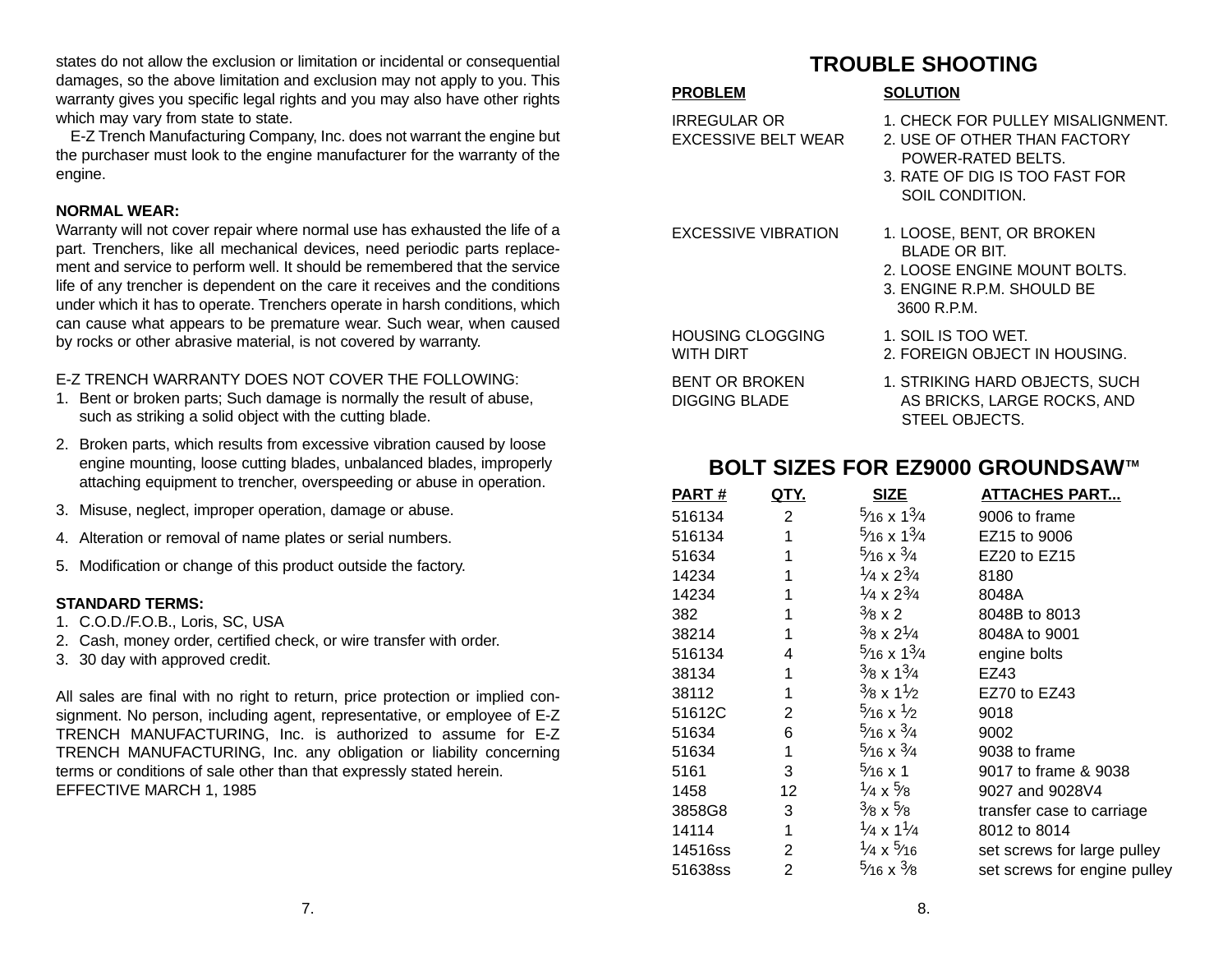states do not allow the exclusion or limitation or incidental or consequential damages, so the above limitation and exclusion may not apply to you. This warranty gives you specific legal rights and you may also have other rights which may vary from state to state.

E-Z Trench Manufacturing Company, Inc. does not warrant the engine but the purchaser must look to the engine manufacturer for the warranty of the engine.

**NORMAL WEAR:**

Warranty will not cover repair where normal use has exhausted the life of a part. Trenchers, like all mechanical devices, need periodic parts replacement and service to perform well. It should be remembered that the service life of any trencher is dependent on the care it receives and the conditions under which it has to operate. Trenchers operate in harsh conditions, which can cause what appears to be premature wear. Such wear, when caused by rocks or other abrasive material, is not covered by warranty.

E-Z TRENCH WARRANTY DOES NOT COVER THE FOLLOWING:

1. Bent or broken parts; Such damage is normally the result of abuse, such as striking a solid object with the cutting blade.
2. Broken parts, which results from excessive vibration caused by loose engine mounting, loose cutting blades, unbalanced blades, improperly attaching equipment to trencher, overspeeding or abuse in operation.
3. Misuse, neglect, improper operation, damage or abuse.
4. Alteration or removal of name plates or serial numbers.
5. Modification or change of this product outside the factory.

**STANDARD TERMS:**

1. C.O.D./F.O.B., Loris, SC, USA
2. Cash, money order, certified check, or wire transfer with order.
3. 30 day with approved credit.

All sales are final with no right to return, price protection or implied consignment. No person, including agent, representative, or employee of E-Z TRENCH MANUFACTURING, Inc. is authorized to assume for E-Z TRENCH MANUFACTURING, Inc. any obligation or liability concerning terms or conditions of sale other than that expressly stated herein.
EFFECTIVE MARCH 1, 1985

## TROUBLE SHOOTING

| PROBLEM | SOLUTION |
|---|---|
| IRREGULAR OR EXCESSIVE BELT WEAR | 1. CHECK FOR PULLEY MISALIGNMENT.<br>2. USE OF OTHER THAN FACTORY POWER-RATED BELTS.<br>3. RATE OF DIG IS TOO FAST FOR SOIL CONDITION. |
| EXCESSIVE VIBRATION | 1. LOOSE, BENT, OR BROKEN BLADE OR BIT.<br>2. LOOSE ENGINE MOUNT BOLTS.<br>3. ENGINE R.P.M. SHOULD BE 3600 R.P.M. |
| HOUSING CLOGGING WITH DIRT | 1. SOIL IS TOO WET.<br>2. FOREIGN OBJECT IN HOUSING. |
| BENT OR BROKEN DIGGING BLADE | 1. STRIKING HARD OBJECTS, SUCH AS BRICKS, LARGE ROCKS, AND STEEL OBJECTS. |

## BOLT SIZES FOR EZ9000 GROUNDSAW™

| PART # | QTY. | SIZE | ATTACHES PART... |
|---|---|---|---|
| 516134 | 2 | 5⁄16 x 1¾ | 9006 to frame |
| 516134 | 1 | 5⁄16 x 1¾ | EZ15 to 9006 |
| 51634 | 1 | 5⁄16 x ¾ | EZ20 to EZ15 |
| 14234 | 1 | ¼ x 2¾ | 8180 |
| 14234 | 1 | ¼ x 2¾ | 8048A |
| 382 | 1 | ⅜ x 2 | 8048B to 8013 |
| 38214 | 1 | ⅜ x 2¼ | 8048A to 9001 |
| 516134 | 4 | 5⁄16 x 1¾ | engine bolts |
| 38134 | 1 | ⅜ x 1¾ | EZ43 |
| 38112 | 1 | ⅜ x 1½ | EZ70 to EZ43 |
| 51612C | 2 | 5⁄16 x ½ | 9018 |
| 51634 | 6 | 5⁄16 x ¾ | 9002 |
| 51634 | 1 | 5⁄16 x ¾ | 9038 to frame |
| 5161 | 3 | 5⁄16 x 1 | 9017 to frame & 9038 |
| 1458 | 12 | ¼ x ⅝ | 9027 and 9028V4 |
| 3858G8 | 3 | ⅜ x ⅝ | transfer case to carriage |
| 14114 | 1 | ¼ x 1¼ | 8012 to 8014 |
| 14516ss | 2 | ¼ x 5⁄16 | set screws for large pulley |
| 51638ss | 2 | 5⁄16 x ⅜ | set screws for engine pulley |